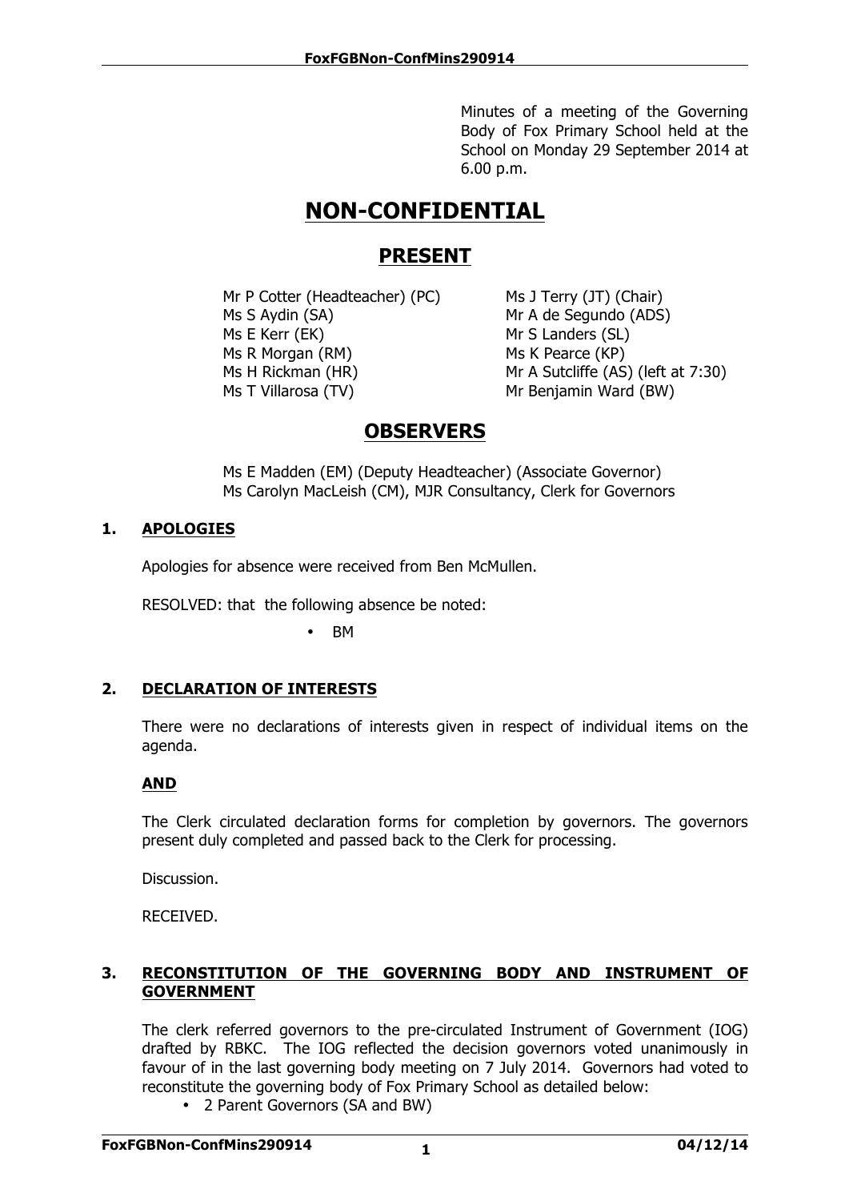Minutes of a meeting of the Governing Body of Fox Primary School held at the School on Monday 29 September 2014 at 6.00 p.m.

# NON-CONFIDENTIAL

## PRESENT

Mr P Cotter (Headteacher) (PC)
Ms S Aydin (SA)
Ms E Kerr (EK)
Ms R Morgan (RM)
Ms H Rickman (HR)
Ms T Villarosa (TV)
Ms J Terry (JT) (Chair)
Mr A de Segundo (ADS)
Mr S Landers (SL)
Ms K Pearce (KP)
Mr A Sutcliffe (AS) (left at 7:30)
Mr Benjamin Ward (BW)

## OBSERVERS

Ms E Madden (EM) (Deputy Headteacher) (Associate Governor)
Ms Carolyn MacLeish (CM), MJR Consultancy, Clerk for Governors

### 1. APOLOGIES

Apologies for absence were received from Ben McMullen.

RESOLVED: that the following absence be noted:

- BM

### 2. DECLARATION OF INTERESTS

There were no declarations of interests given in respect of individual items on the agenda.

**AND**

The Clerk circulated declaration forms for completion by governors. The governors present duly completed and passed back to the Clerk for processing.

Discussion.

RECEIVED.

### 3. RECONSTITUTION OF THE GOVERNING BODY AND INSTRUMENT OF GOVERNMENT

The clerk referred governors to the pre-circulated Instrument of Government (IOG) drafted by RBKC. The IOG reflected the decision governors voted unanimously in favour of in the last governing body meeting on 7 July 2014. Governors had voted to reconstitute the governing body of Fox Primary School as detailed below:

- 2 Parent Governors (SA and BW)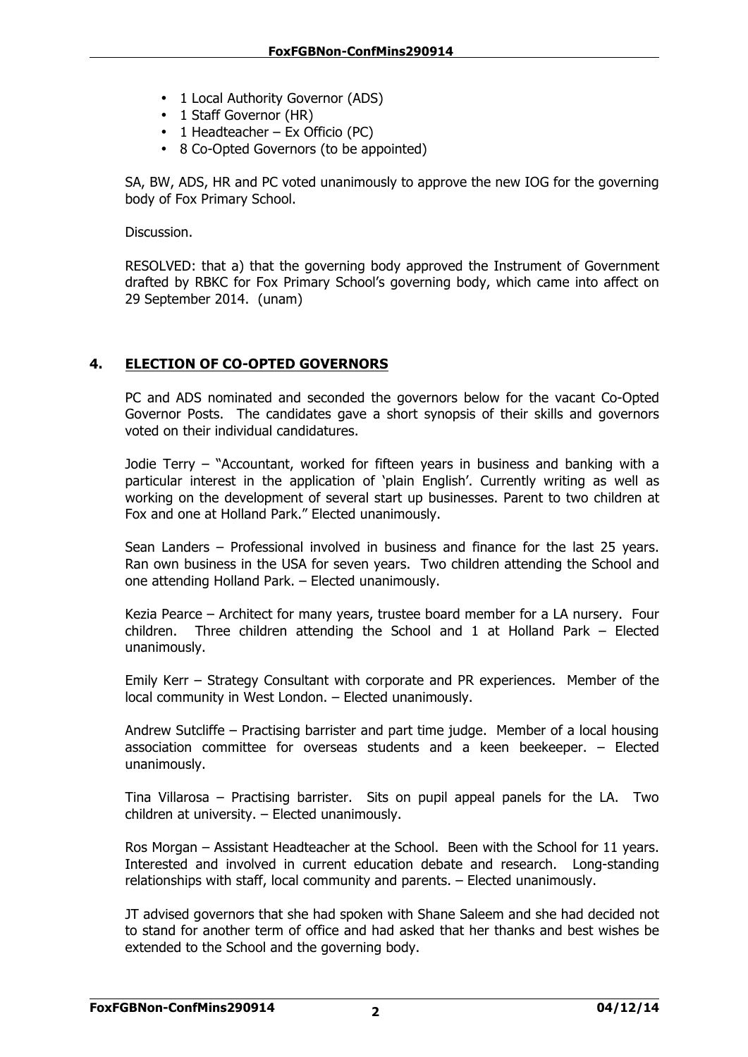- 1 Local Authority Governor (ADS)
- 1 Staff Governor (HR)
- 1 Headteacher – Ex Officio (PC)
- 8 Co-Opted Governors (to be appointed)

SA, BW, ADS, HR and PC voted unanimously to approve the new IOG for the governing body of Fox Primary School.

Discussion.

RESOLVED: that a) that the governing body approved the Instrument of Government drafted by RBKC for Fox Primary School's governing body, which came into affect on 29 September 2014. (unam)

## 4. ELECTION OF CO-OPTED GOVERNORS

PC and ADS nominated and seconded the governors below for the vacant Co-Opted Governor Posts. The candidates gave a short synopsis of their skills and governors voted on their individual candidatures.

Jodie Terry – "Accountant, worked for fifteen years in business and banking with a particular interest in the application of 'plain English'. Currently writing as well as working on the development of several start up businesses. Parent to two children at Fox and one at Holland Park." Elected unanimously.

Sean Landers – Professional involved in business and finance for the last 25 years. Ran own business in the USA for seven years. Two children attending the School and one attending Holland Park. – Elected unanimously.

Kezia Pearce – Architect for many years, trustee board member for a LA nursery. Four children. Three children attending the School and 1 at Holland Park – Elected unanimously.

Emily Kerr – Strategy Consultant with corporate and PR experiences. Member of the local community in West London. – Elected unanimously.

Andrew Sutcliffe – Practising barrister and part time judge. Member of a local housing association committee for overseas students and a keen beekeeper. – Elected unanimously.

Tina Villarosa – Practising barrister. Sits on pupil appeal panels for the LA. Two children at university. – Elected unanimously.

Ros Morgan – Assistant Headteacher at the School. Been with the School for 11 years. Interested and involved in current education debate and research. Long-standing relationships with staff, local community and parents. – Elected unanimously.

JT advised governors that she had spoken with Shane Saleem and she had decided not to stand for another term of office and had asked that her thanks and best wishes be extended to the School and the governing body.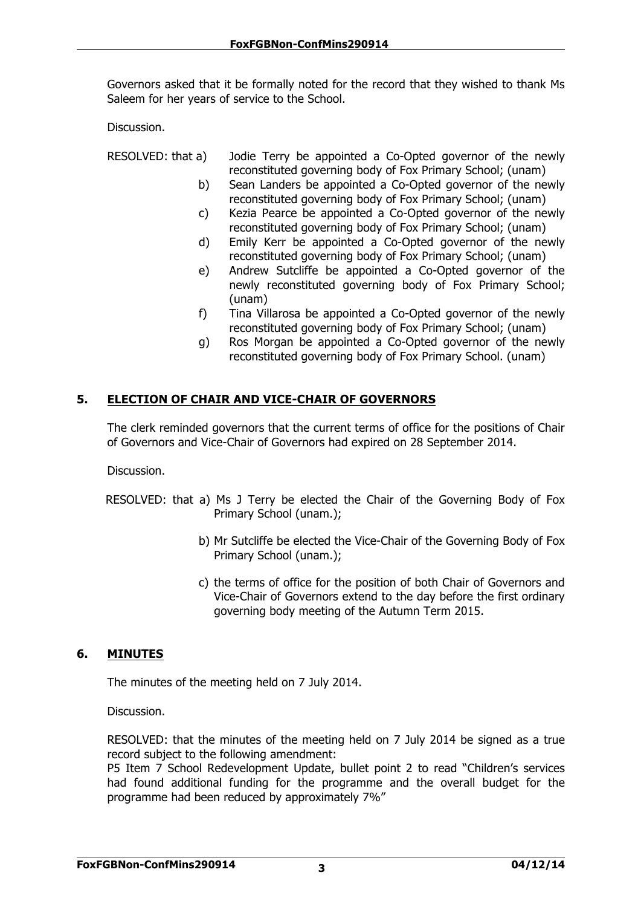Governors asked that it be formally noted for the record that they wished to thank Ms Saleem for her years of service to the School.

Discussion.

RESOLVED: that
- a) Jodie Terry be appointed a Co-Opted governor of the newly reconstituted governing body of Fox Primary School; (unam)
- b) Sean Landers be appointed a Co-Opted governor of the newly reconstituted governing body of Fox Primary School; (unam)
- c) Kezia Pearce be appointed a Co-Opted governor of the newly reconstituted governing body of Fox Primary School; (unam)
- d) Emily Kerr be appointed a Co-Opted governor of the newly reconstituted governing body of Fox Primary School; (unam)
- e) Andrew Sutcliffe be appointed a Co-Opted governor of the newly reconstituted governing body of Fox Primary School; (unam)
- f) Tina Villarosa be appointed a Co-Opted governor of the newly reconstituted governing body of Fox Primary School; (unam)
- g) Ros Morgan be appointed a Co-Opted governor of the newly reconstituted governing body of Fox Primary School. (unam)

## 5. ELECTION OF CHAIR AND VICE-CHAIR OF GOVERNORS

The clerk reminded governors that the current terms of office for the positions of Chair of Governors and Vice-Chair of Governors had expired on 28 September 2014.

Discussion.

RESOLVED: that
- a) Ms J Terry be elected the Chair of the Governing Body of Fox Primary School (unam.);
- b) Mr Sutcliffe be elected the Vice-Chair of the Governing Body of Fox Primary School (unam.);
- c) the terms of office for the position of both Chair of Governors and Vice-Chair of Governors extend to the day before the first ordinary governing body meeting of the Autumn Term 2015.

## 6. MINUTES

The minutes of the meeting held on 7 July 2014.

Discussion.

RESOLVED: that the minutes of the meeting held on 7 July 2014 be signed as a true record subject to the following amendment:
P5 Item 7 School Redevelopment Update, bullet point 2 to read "Children's services had found additional funding for the programme and the overall budget for the programme had been reduced by approximately 7%"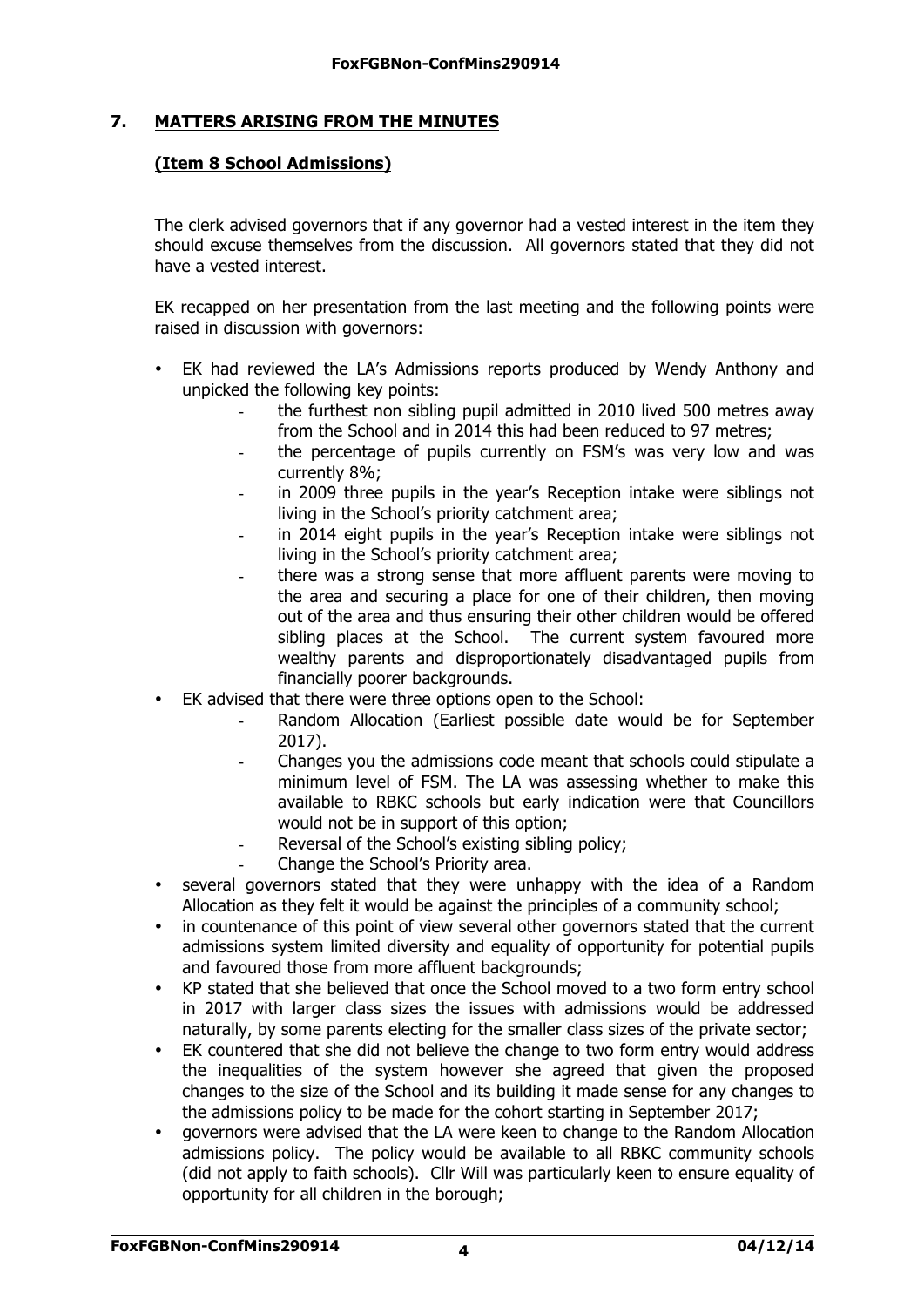## 7. MATTERS ARISING FROM THE MINUTES

### (Item 8 School Admissions)

The clerk advised governors that if any governor had a vested interest in the item they should excuse themselves from the discussion. All governors stated that they did not have a vested interest.

EK recapped on her presentation from the last meeting and the following points were raised in discussion with governors:

- EK had reviewed the LA's Admissions reports produced by Wendy Anthony and unpicked the following key points:
  - the furthest non sibling pupil admitted in 2010 lived 500 metres away from the School and in 2014 this had been reduced to 97 metres;
  - the percentage of pupils currently on FSM's was very low and was currently 8%;
  - in 2009 three pupils in the year's Reception intake were siblings not living in the School's priority catchment area;
  - in 2014 eight pupils in the year's Reception intake were siblings not living in the School's priority catchment area;
  - there was a strong sense that more affluent parents were moving to the area and securing a place for one of their children, then moving out of the area and thus ensuring their other children would be offered sibling places at the School. The current system favoured more wealthy parents and disproportionately disadvantaged pupils from financially poorer backgrounds.
- EK advised that there were three options open to the School:
  - Random Allocation (Earliest possible date would be for September 2017).
  - Changes you the admissions code meant that schools could stipulate a minimum level of FSM. The LA was assessing whether to make this available to RBKC schools but early indication were that Councillors would not be in support of this option;
  - Reversal of the School's existing sibling policy;
  - Change the School's Priority area.
- several governors stated that they were unhappy with the idea of a Random Allocation as they felt it would be against the principles of a community school;
- in countenance of this point of view several other governors stated that the current admissions system limited diversity and equality of opportunity for potential pupils and favoured those from more affluent backgrounds;
- KP stated that she believed that once the School moved to a two form entry school in 2017 with larger class sizes the issues with admissions would be addressed naturally, by some parents electing for the smaller class sizes of the private sector;
- EK countered that she did not believe the change to two form entry would address the inequalities of the system however she agreed that given the proposed changes to the size of the School and its building it made sense for any changes to the admissions policy to be made for the cohort starting in September 2017;
- governors were advised that the LA were keen to change to the Random Allocation admissions policy. The policy would be available to all RBKC community schools (did not apply to faith schools). Cllr Will was particularly keen to ensure equality of opportunity for all children in the borough;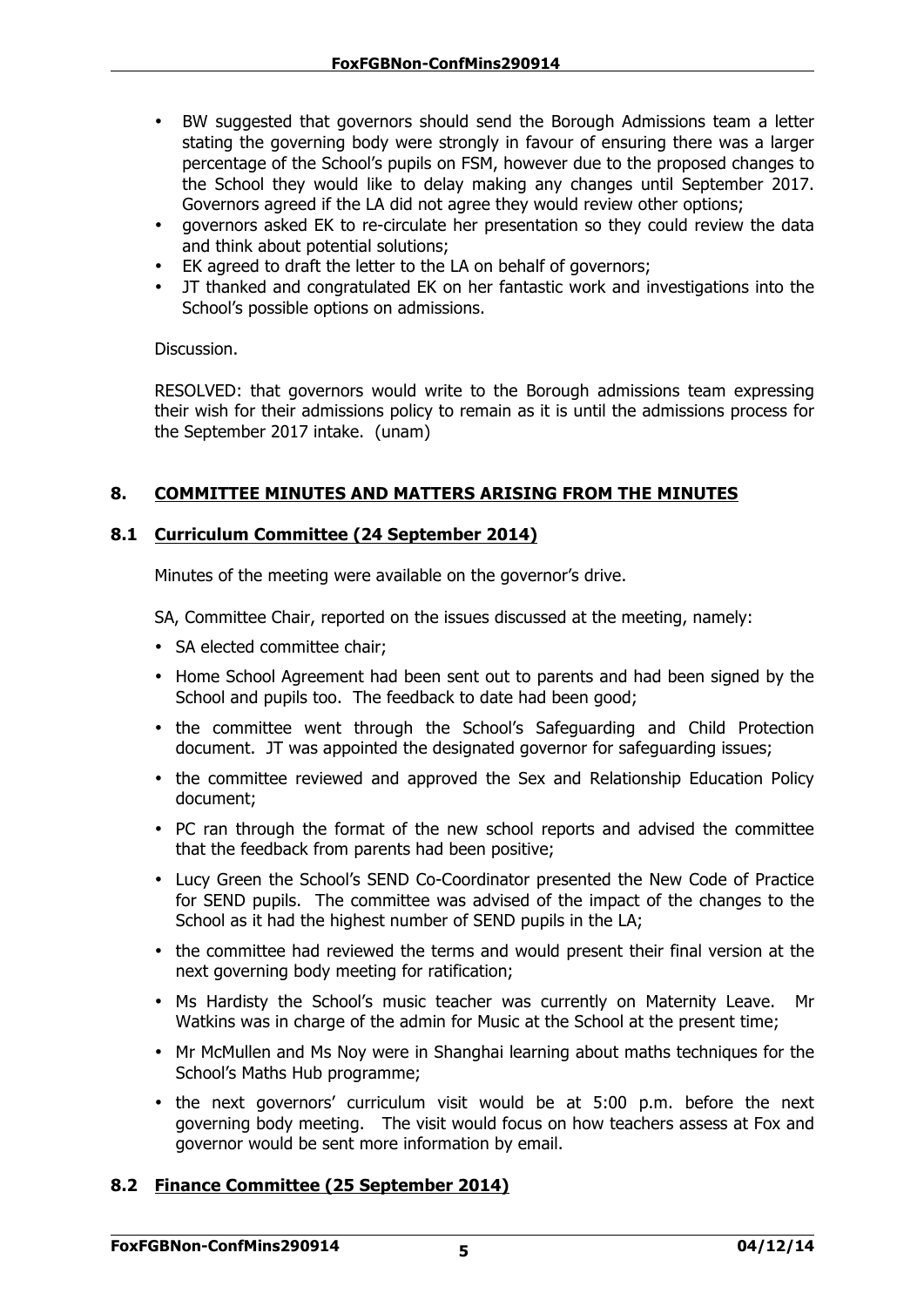- BW suggested that governors should send the Borough Admissions team a letter stating the governing body were strongly in favour of ensuring there was a larger percentage of the School's pupils on FSM, however due to the proposed changes to the School they would like to delay making any changes until September 2017. Governors agreed if the LA did not agree they would review other options;
- governors asked EK to re-circulate her presentation so they could review the data and think about potential solutions;
- EK agreed to draft the letter to the LA on behalf of governors;
- JT thanked and congratulated EK on her fantastic work and investigations into the School's possible options on admissions.

Discussion.

RESOLVED: that governors would write to the Borough admissions team expressing their wish for their admissions policy to remain as it is until the admissions process for the September 2017 intake. (unam)

## 8. COMMITTEE MINUTES AND MATTERS ARISING FROM THE MINUTES

### 8.1 Curriculum Committee (24 September 2014)

Minutes of the meeting were available on the governor's drive.

SA, Committee Chair, reported on the issues discussed at the meeting, namely:

- SA elected committee chair;
- Home School Agreement had been sent out to parents and had been signed by the School and pupils too. The feedback to date had been good;
- the committee went through the School's Safeguarding and Child Protection document. JT was appointed the designated governor for safeguarding issues;
- the committee reviewed and approved the Sex and Relationship Education Policy document;
- PC ran through the format of the new school reports and advised the committee that the feedback from parents had been positive;
- Lucy Green the School's SEND Co-Coordinator presented the New Code of Practice for SEND pupils. The committee was advised of the impact of the changes to the School as it had the highest number of SEND pupils in the LA;
- the committee had reviewed the terms and would present their final version at the next governing body meeting for ratification;
- Ms Hardisty the School's music teacher was currently on Maternity Leave. Mr Watkins was in charge of the admin for Music at the School at the present time;
- Mr McMullen and Ms Noy were in Shanghai learning about maths techniques for the School's Maths Hub programme;
- the next governors' curriculum visit would be at 5:00 p.m. before the next governing body meeting. The visit would focus on how teachers assess at Fox and governor would be sent more information by email.

### 8.2 Finance Committee (25 September 2014)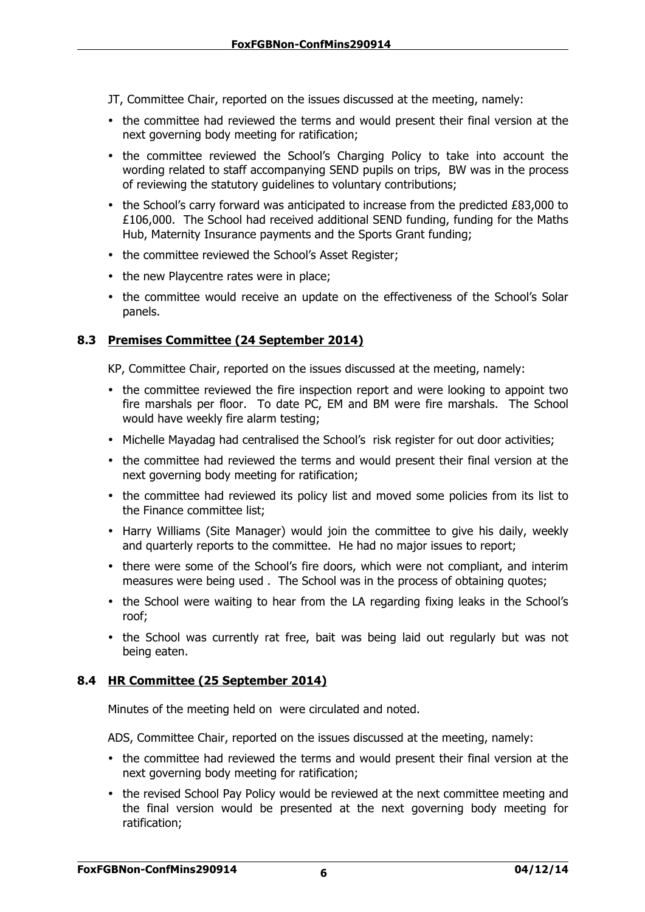JT, Committee Chair, reported on the issues discussed at the meeting, namely:

- the committee had reviewed the terms and would present their final version at the next governing body meeting for ratification;
- the committee reviewed the School's Charging Policy to take into account the wording related to staff accompanying SEND pupils on trips, BW was in the process of reviewing the statutory guidelines to voluntary contributions;
- the School's carry forward was anticipated to increase from the predicted £83,000 to £106,000. The School had received additional SEND funding, funding for the Maths Hub, Maternity Insurance payments and the Sports Grant funding;
- the committee reviewed the School's Asset Register;
- the new Playcentre rates were in place;
- the committee would receive an update on the effectiveness of the School's Solar panels.

### 8.3 Premises Committee (24 September 2014)

KP, Committee Chair, reported on the issues discussed at the meeting, namely:

- the committee reviewed the fire inspection report and were looking to appoint two fire marshals per floor. To date PC, EM and BM were fire marshals. The School would have weekly fire alarm testing;
- Michelle Mayadag had centralised the School's risk register for out door activities;
- the committee had reviewed the terms and would present their final version at the next governing body meeting for ratification;
- the committee had reviewed its policy list and moved some policies from its list to the Finance committee list;
- Harry Williams (Site Manager) would join the committee to give his daily, weekly and quarterly reports to the committee. He had no major issues to report;
- there were some of the School's fire doors, which were not compliant, and interim measures were being used . The School was in the process of obtaining quotes;
- the School were waiting to hear from the LA regarding fixing leaks in the School's roof;
- the School was currently rat free, bait was being laid out regularly but was not being eaten.

### 8.4 HR Committee (25 September 2014)

Minutes of the meeting held on were circulated and noted.

ADS, Committee Chair, reported on the issues discussed at the meeting, namely:

- the committee had reviewed the terms and would present their final version at the next governing body meeting for ratification;
- the revised School Pay Policy would be reviewed at the next committee meeting and the final version would be presented at the next governing body meeting for ratification;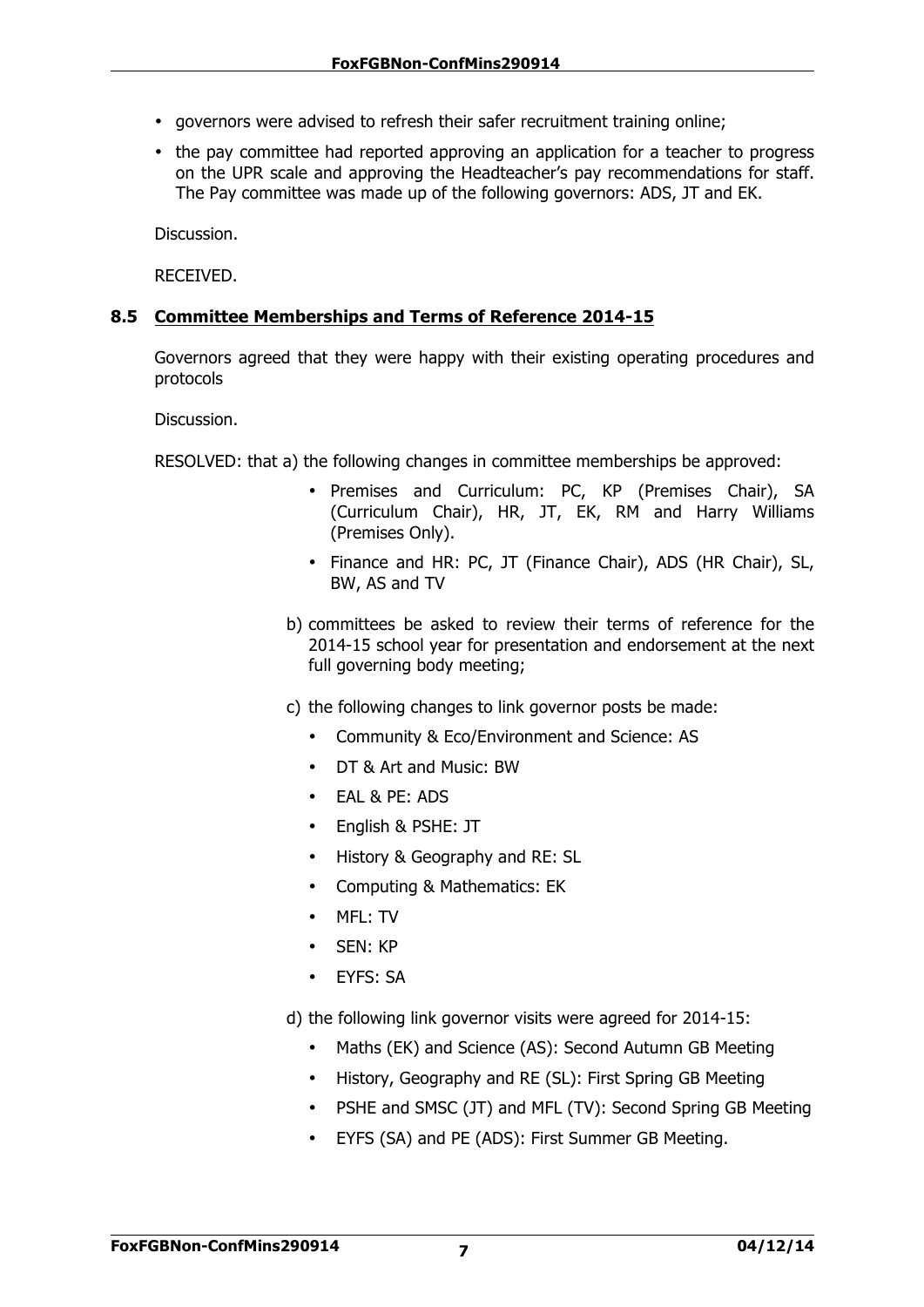- governors were advised to refresh their safer recruitment training online;
- the pay committee had reported approving an application for a teacher to progress on the UPR scale and approving the Headteacher's pay recommendations for staff. The Pay committee was made up of the following governors: ADS, JT and EK.

Discussion.

RECEIVED.

### 8.5 Committee Memberships and Terms of Reference 2014-15

Governors agreed that they were happy with their existing operating procedures and protocols

Discussion.

RESOLVED: that a) the following changes in committee memberships be approved:

- Premises and Curriculum: PC, KP (Premises Chair), SA (Curriculum Chair), HR, JT, EK, RM and Harry Williams (Premises Only).
- Finance and HR: PC, JT (Finance Chair), ADS (HR Chair), SL, BW, AS and TV

b) committees be asked to review their terms of reference for the 2014-15 school year for presentation and endorsement at the next full governing body meeting;

c) the following changes to link governor posts be made:

- Community & Eco/Environment and Science: AS
- DT & Art and Music: BW
- EAL & PE: ADS
- English & PSHE: JT
- History & Geography and RE: SL
- Computing & Mathematics: EK
- MFL: TV
- SEN: KP
- EYFS: SA

d) the following link governor visits were agreed for 2014-15:

- Maths (EK) and Science (AS): Second Autumn GB Meeting
- History, Geography and RE (SL): First Spring GB Meeting
- PSHE and SMSC (JT) and MFL (TV): Second Spring GB Meeting
- EYFS (SA) and PE (ADS): First Summer GB Meeting.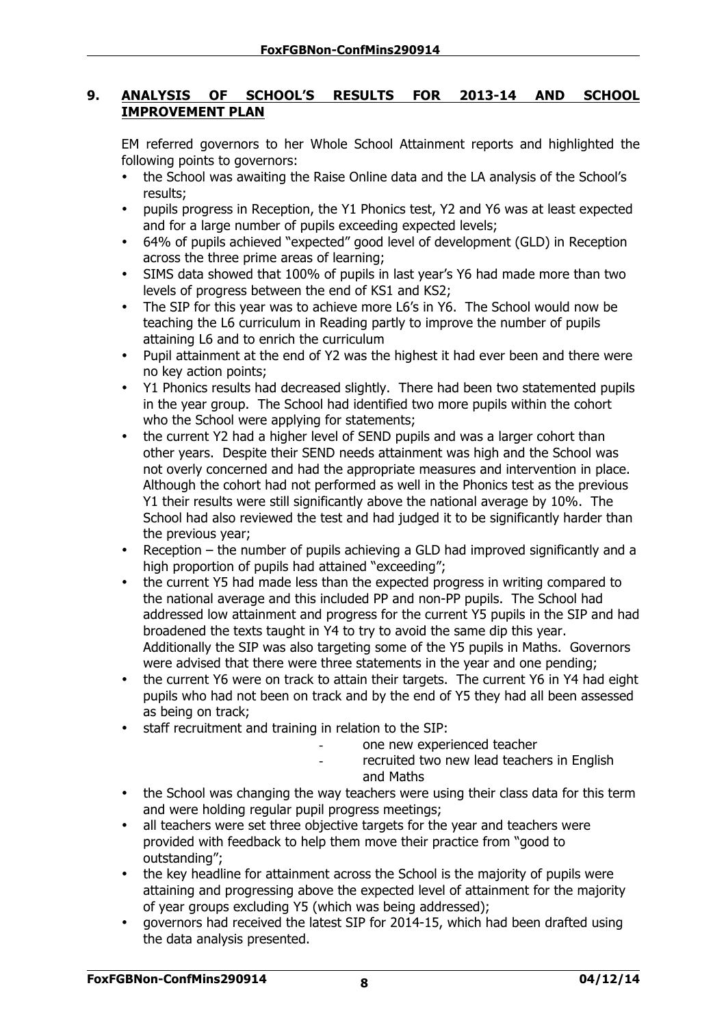## 9. ANALYSIS OF SCHOOL'S RESULTS FOR 2013-14 AND SCHOOL IMPROVEMENT PLAN

EM referred governors to her Whole School Attainment reports and highlighted the following points to governors:

- the School was awaiting the Raise Online data and the LA analysis of the School's results;
- pupils progress in Reception, the Y1 Phonics test, Y2 and Y6 was at least expected and for a large number of pupils exceeding expected levels;
- 64% of pupils achieved "expected" good level of development (GLD) in Reception across the three prime areas of learning;
- SIMS data showed that 100% of pupils in last year's Y6 had made more than two levels of progress between the end of KS1 and KS2;
- The SIP for this year was to achieve more L6's in Y6. The School would now be teaching the L6 curriculum in Reading partly to improve the number of pupils attaining L6 and to enrich the curriculum
- Pupil attainment at the end of Y2 was the highest it had ever been and there were no key action points;
- Y1 Phonics results had decreased slightly. There had been two statemented pupils in the year group. The School had identified two more pupils within the cohort who the School were applying for statements;
- the current Y2 had a higher level of SEND pupils and was a larger cohort than other years. Despite their SEND needs attainment was high and the School was not overly concerned and had the appropriate measures and intervention in place. Although the cohort had not performed as well in the Phonics test as the previous Y1 their results were still significantly above the national average by 10%. The School had also reviewed the test and had judged it to be significantly harder than the previous year;
- Reception – the number of pupils achieving a GLD had improved significantly and a high proportion of pupils had attained "exceeding";
- the current Y5 had made less than the expected progress in writing compared to the national average and this included PP and non-PP pupils. The School had addressed low attainment and progress for the current Y5 pupils in the SIP and had broadened the texts taught in Y4 to try to avoid the same dip this year. Additionally the SIP was also targeting some of the Y5 pupils in Maths. Governors were advised that there were three statements in the year and one pending;
- the current Y6 were on track to attain their targets. The current Y6 in Y4 had eight pupils who had not been on track and by the end of Y5 they had all been assessed as being on track;
- staff recruitment and training in relation to the SIP:
  - one new experienced teacher
  - recruited two new lead teachers in English and Maths
- the School was changing the way teachers were using their class data for this term and were holding regular pupil progress meetings;
- all teachers were set three objective targets for the year and teachers were provided with feedback to help them move their practice from "good to outstanding";
- the key headline for attainment across the School is the majority of pupils were attaining and progressing above the expected level of attainment for the majority of year groups excluding Y5 (which was being addressed);
- governors had received the latest SIP for 2014-15, which had been drafted using the data analysis presented.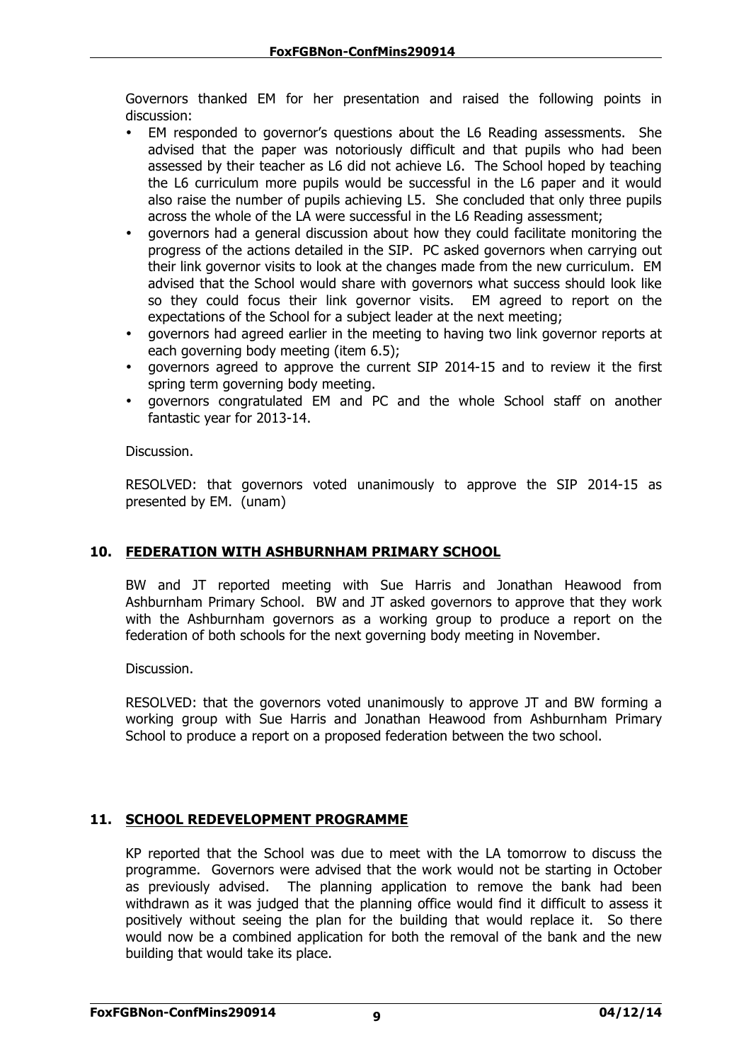Governors thanked EM for her presentation and raised the following points in discussion:

- EM responded to governor's questions about the L6 Reading assessments. She advised that the paper was notoriously difficult and that pupils who had been assessed by their teacher as L6 did not achieve L6. The School hoped by teaching the L6 curriculum more pupils would be successful in the L6 paper and it would also raise the number of pupils achieving L5. She concluded that only three pupils across the whole of the LA were successful in the L6 Reading assessment;
- governors had a general discussion about how they could facilitate monitoring the progress of the actions detailed in the SIP. PC asked governors when carrying out their link governor visits to look at the changes made from the new curriculum. EM advised that the School would share with governors what success should look like so they could focus their link governor visits. EM agreed to report on the expectations of the School for a subject leader at the next meeting;
- governors had agreed earlier in the meeting to having two link governor reports at each governing body meeting (item 6.5);
- governors agreed to approve the current SIP 2014-15 and to review it the first spring term governing body meeting.
- governors congratulated EM and PC and the whole School staff on another fantastic year for 2013-14.

Discussion.

RESOLVED: that governors voted unanimously to approve the SIP 2014-15 as presented by EM. (unam)

## 10. FEDERATION WITH ASHBURNHAM PRIMARY SCHOOL

BW and JT reported meeting with Sue Harris and Jonathan Heawood from Ashburnham Primary School. BW and JT asked governors to approve that they work with the Ashburnham governors as a working group to produce a report on the federation of both schools for the next governing body meeting in November.

Discussion.

RESOLVED: that the governors voted unanimously to approve JT and BW forming a working group with Sue Harris and Jonathan Heawood from Ashburnham Primary School to produce a report on a proposed federation between the two school.

## 11. SCHOOL REDEVELOPMENT PROGRAMME

KP reported that the School was due to meet with the LA tomorrow to discuss the programme. Governors were advised that the work would not be starting in October as previously advised. The planning application to remove the bank had been withdrawn as it was judged that the planning office would find it difficult to assess it positively without seeing the plan for the building that would replace it. So there would now be a combined application for both the removal of the bank and the new building that would take its place.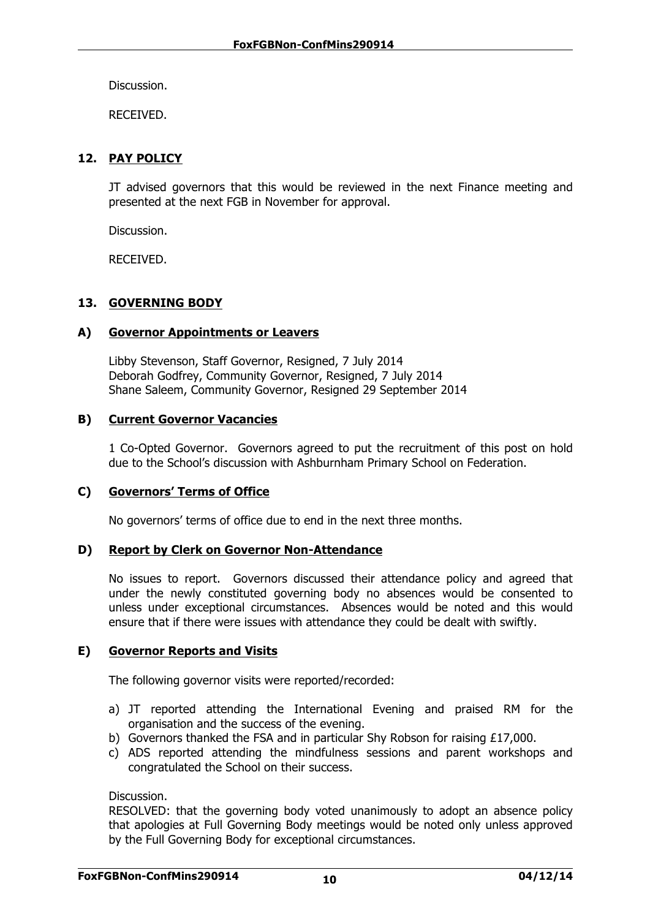Discussion.

RECEIVED.

## 12. PAY POLICY

JT advised governors that this would be reviewed in the next Finance meeting and presented at the next FGB in November for approval.

Discussion.

RECEIVED.

## 13. GOVERNING BODY

### A) Governor Appointments or Leavers

Libby Stevenson, Staff Governor, Resigned, 7 July 2014
Deborah Godfrey, Community Governor, Resigned, 7 July 2014
Shane Saleem, Community Governor, Resigned 29 September 2014

### B) Current Governor Vacancies

1 Co-Opted Governor. Governors agreed to put the recruitment of this post on hold due to the School's discussion with Ashburnham Primary School on Federation.

### C) Governors' Terms of Office

No governors' terms of office due to end in the next three months.

### D) Report by Clerk on Governor Non-Attendance

No issues to report. Governors discussed their attendance policy and agreed that under the newly constituted governing body no absences would be consented to unless under exceptional circumstances. Absences would be noted and this would ensure that if there were issues with attendance they could be dealt with swiftly.

### E) Governor Reports and Visits

The following governor visits were reported/recorded:

a) JT reported attending the International Evening and praised RM for the organisation and the success of the evening.
b) Governors thanked the FSA and in particular Shy Robson for raising £17,000.
c) ADS reported attending the mindfulness sessions and parent workshops and congratulated the School on their success.

Discussion.
RESOLVED: that the governing body voted unanimously to adopt an absence policy that apologies at Full Governing Body meetings would be noted only unless approved by the Full Governing Body for exceptional circumstances.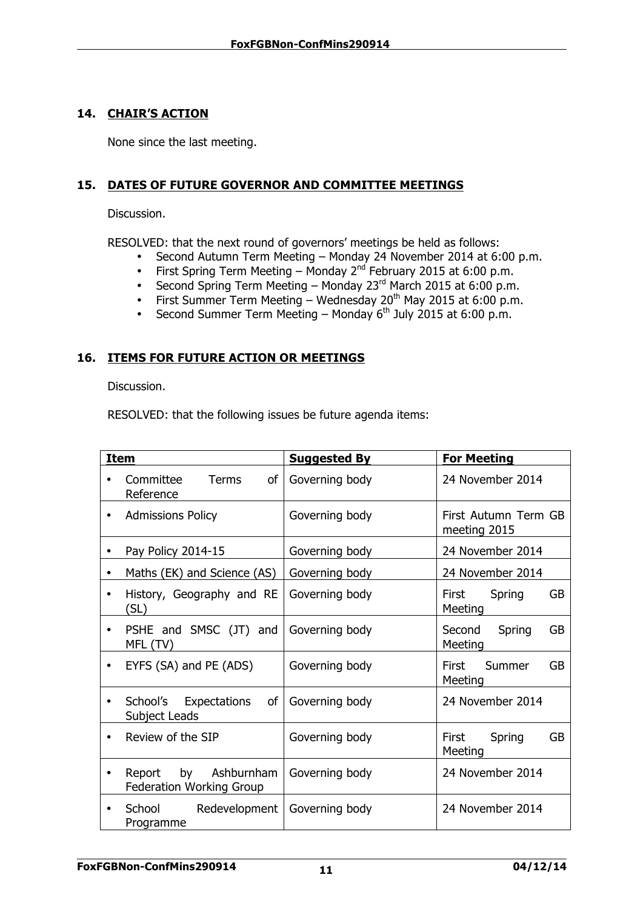## 14. CHAIR'S ACTION

None since the last meeting.

## 15. DATES OF FUTURE GOVERNOR AND COMMITTEE MEETINGS

Discussion.

RESOLVED: that the next round of governors' meetings be held as follows:

- Second Autumn Term Meeting – Monday 24 November 2014 at 6:00 p.m.
- First Spring Term Meeting – Monday 2nd February 2015 at 6:00 p.m.
- Second Spring Term Meeting – Monday 23rd March 2015 at 6:00 p.m.
- First Summer Term Meeting – Wednesday 20th May 2015 at 6:00 p.m.
- Second Summer Term Meeting – Monday 6th July 2015 at 6:00 p.m.

## 16. ITEMS FOR FUTURE ACTION OR MEETINGS

Discussion.

RESOLVED: that the following issues be future agenda items:

| Item | Suggested By | For Meeting |
|---|---|---|
| • Committee Terms of Reference | Governing body | 24 November 2014 |
| • Admissions Policy | Governing body | First Autumn Term GB meeting 2015 |
| • Pay Policy 2014-15 | Governing body | 24 November 2014 |
| • Maths (EK) and Science (AS) | Governing body | 24 November 2014 |
| • History, Geography and RE (SL) | Governing body | First Spring GB Meeting |
| • PSHE and SMSC (JT) and MFL (TV) | Governing body | Second Spring GB Meeting |
| • EYFS (SA) and PE (ADS) | Governing body | First Summer GB Meeting |
| • School's Expectations of Subject Leads | Governing body | 24 November 2014 |
| • Review of the SIP | Governing body | First Spring GB Meeting |
| • Report by Ashburnham Federation Working Group | Governing body | 24 November 2014 |
| • School Redevelopment Programme | Governing body | 24 November 2014 |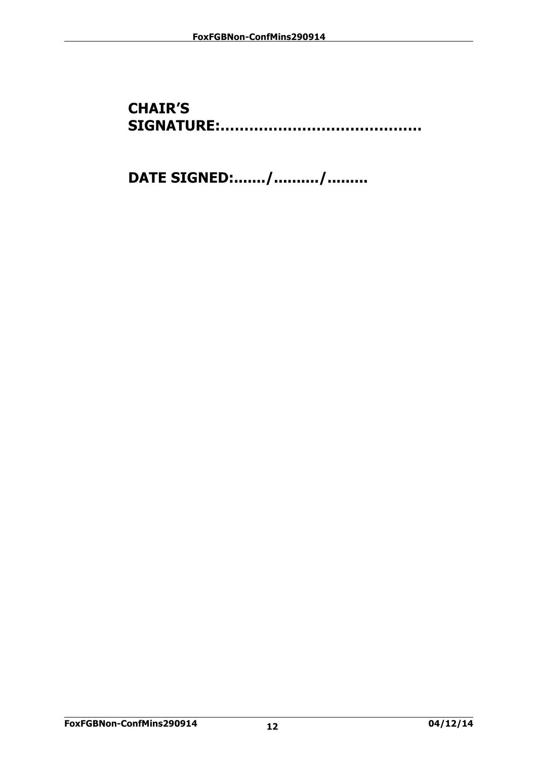**CHAIR'S SIGNATURE:……………………………………**

**DATE SIGNED:……./………./………**